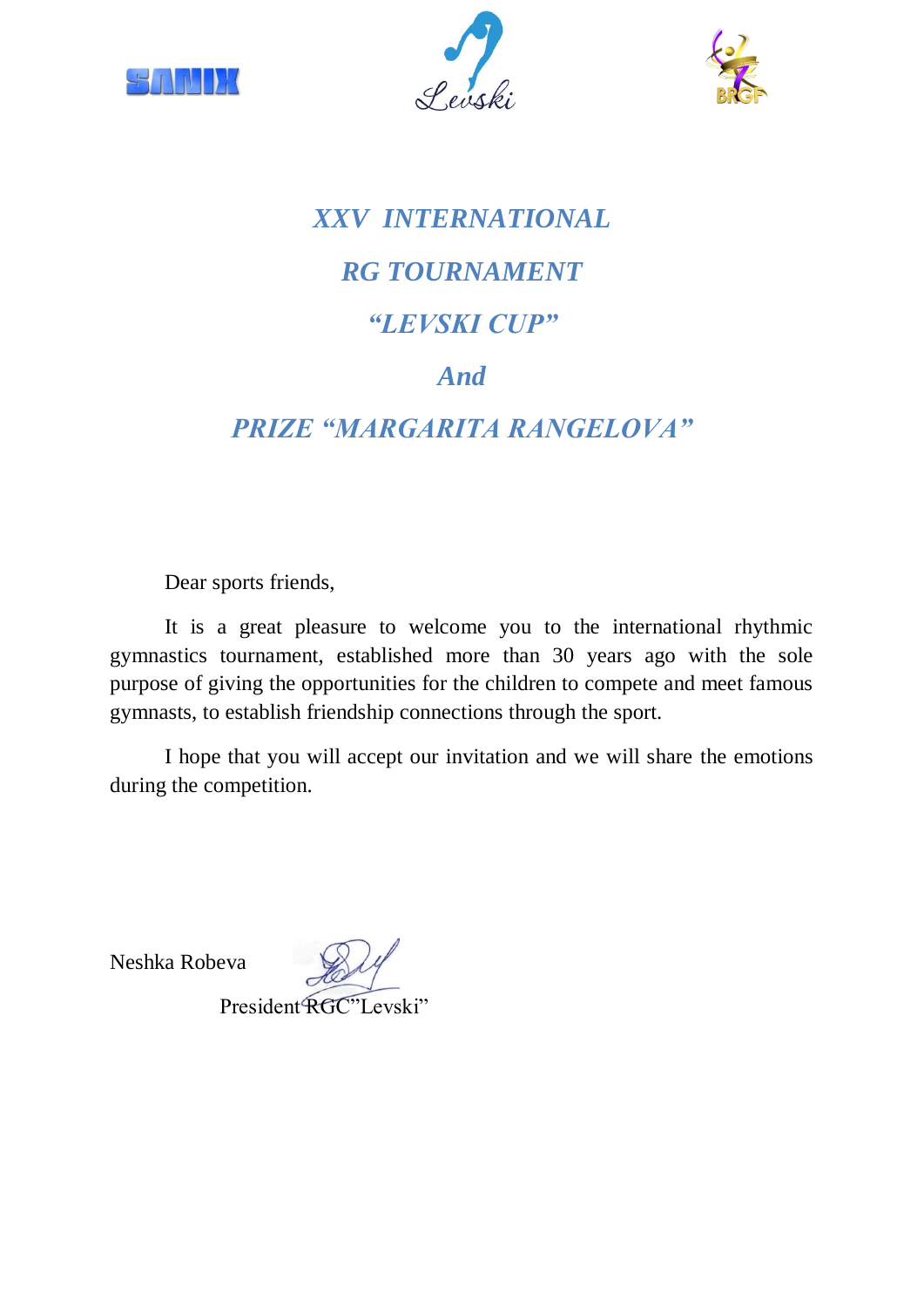# *XXV INTERNATIONAL*

# *RG TOURNAMENT*

# *"LEVSKI CUP"*

# *And*

# *PRIZE "MARGARITA RANGELOVA"*

Dear sports friends,

It is a great pleasure to welcome you to the international rhythmic gymnastics tournament, established more than 30 years ago with the sole purpose of giving the opportunities for the children to compete and meet famous gymnasts, to establish friendship connections through the sport.

I hope that you will accept our invitation and we will share the emotions during the competition.

Neshka Robeva

President RGC"Levski"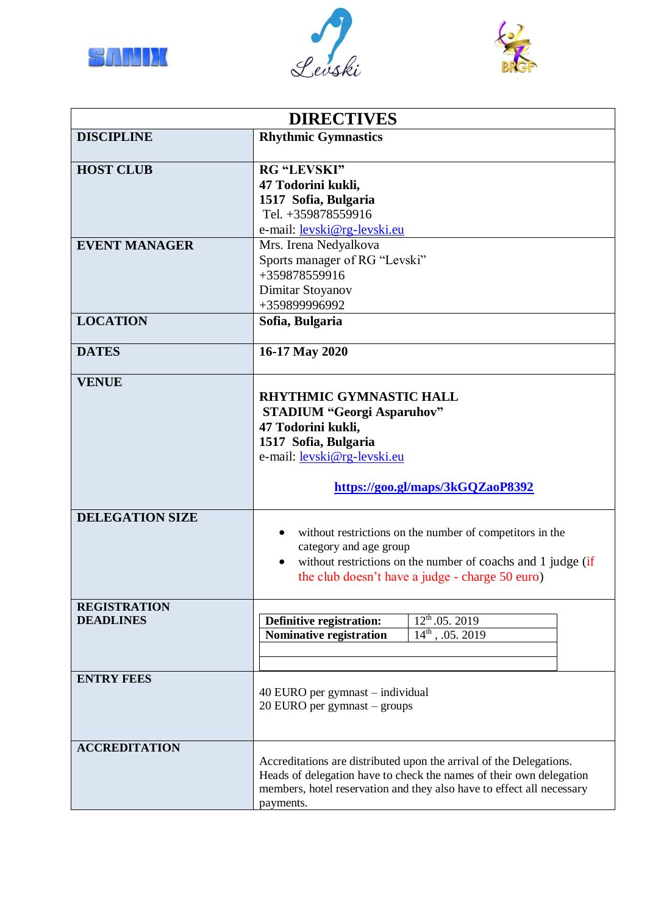# DIRECTIVES

| | |
|---|---|
| **DISCIPLINE** | **Rhythmic Gymnastics** |
| **HOST CLUB** | **RG "LEVSKI"**<br>**47 Todorini kukli,**<br>**1517 Sofia, Bulgaria**<br>Tel. +359878559916<br>e-mail: levski@rg-levski.eu |
| **EVENT MANAGER** | Mrs. Irena Nedyalkova<br>Sports manager of RG "Levski"<br>+359878559916<br>Dimitar Stoyanov<br>+359899996992 |
| **LOCATION** | **Sofia, Bulgaria** |
| **DATES** | **16-17 May 2020** |
| **VENUE** | **RHYTHMIC GYMNASTIC HALL**<br>**STADIUM "Georgi Asparuhov"**<br>**47 Todorini kukli,**<br>**1517 Sofia, Bulgaria**<br>e-mail: levski@rg-levski.eu<br><br>**https://goo.gl/maps/3kGQZaoP8392** |
| **DELEGATION SIZE** | • without restrictions on the number of competitors in the category and age group<br>• without restrictions on the number of coachs and 1 judge (if the club doesn't have a judge - charge 50 euro) |
| **REGISTRATION DEADLINES** | **Definitive registration:** 12th .05. 2019<br>**Nominative registration** 14th , .05. 2019 |
| **ENTRY FEES** | 40 EURO per gymnast – individual<br>20 EURO per gymnast – groups |
| **ACCREDITATION** | Accreditations are distributed upon the arrival of the Delegations. Heads of delegation have to check the names of their own delegation members, hotel reservation and they also have to effect all necessary payments. |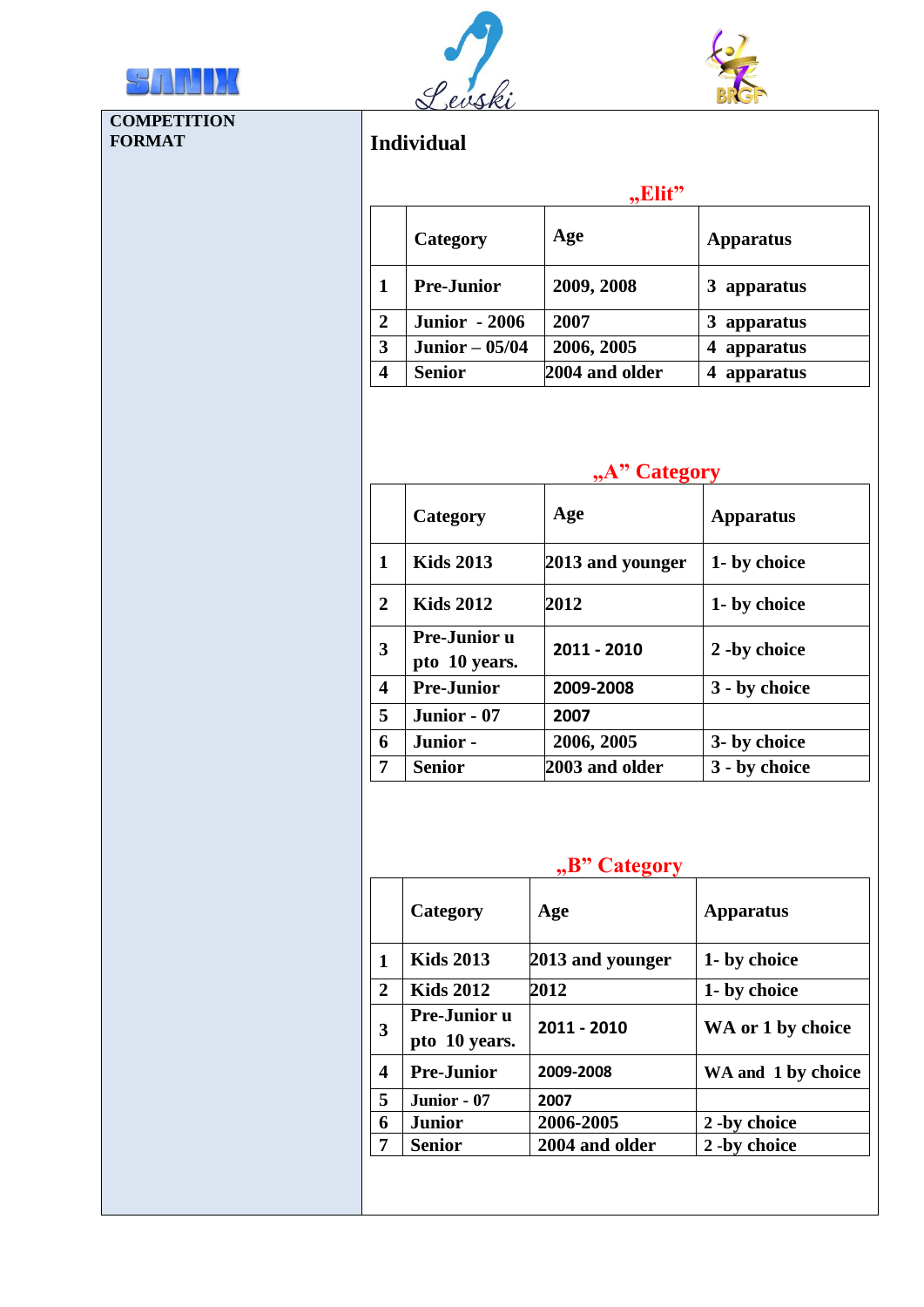**COMPETITION FORMAT**

## Individual

### „Elit”

| | Category | Age | Apparatus |
|---|---|---|---|
| 1 | Pre-Junior | 2009, 2008 | 3 apparatus |
| 2 | Junior - 2006 | 2007 | 3 apparatus |
| 3 | Junior – 05/04 | 2006, 2005 | 4 apparatus |
| 4 | Senior | 2004 and older | 4 apparatus |

### „A” Category

| | Category | Age | Apparatus |
|---|---|---|---|
| 1 | Kids 2013 | 2013 and younger | 1- by choice |
| 2 | Kids 2012 | 2012 | 1- by choice |
| 3 | Pre-Junior u pto 10 years. | 2011 - 2010 | 2 -by choice |
| 4 | Pre-Junior | 2009-2008 | 3 - by choice |
| 5 | Junior - 07 | 2007 | |
| 6 | Junior - | 2006, 2005 | 3- by choice |
| 7 | Senior | 2003 and older | 3 - by choice |

### „B” Category

| | Category | Age | Apparatus |
|---|---|---|---|
| 1 | Kids 2013 | 2013 and younger | 1- by choice |
| 2 | Kids 2012 | 2012 | 1- by choice |
| 3 | Pre-Junior u pto 10 years. | 2011 - 2010 | WA or 1 by choice |
| 4 | Pre-Junior | 2009-2008 | WA and 1 by choice |
| 5 | Junior - 07 | 2007 | |
| 6 | Junior | 2006-2005 | 2 -by choice |
| 7 | Senior | 2004 and older | 2 -by choice |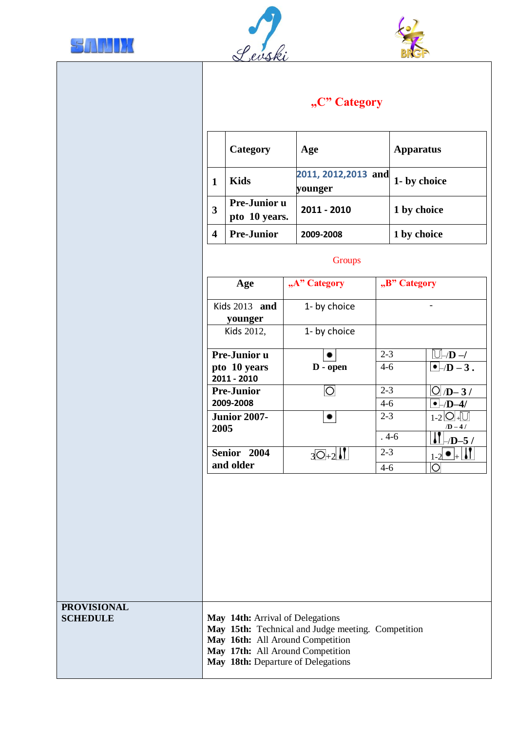## „C" Category

| | Category | Age | Apparatus |
|---|---|---|---|
| 1 | Kids | 2011, 2012,2013 and younger | 1- by choice |
| 3 | Pre-Junior u pto 10 years. | 2011 - 2010 | 1 by choice |
| 4 | Pre-Junior | 2009-2008 | 1 by choice |

Groups

| Age | „A" Category | „B" Category | |
|---|---|---|---|
| Kids 2013 and younger | 1- by choice | - | |
| Kids 2012, | 1- by choice | | |
| Pre-Junior u pto 10 years 2011 - 2010 | ● D - open | 2-3 | /D –/ |
| | | 4-6 | ● /D – 3 . |
| Pre-Junior 2009-2008 | ○ | 2-3 | ○ /D– 3 / |
| | | 4-6 | ● /D–4/ |
| Junior 2007-2005 | ● | 2-3 | 1-2 ○ + /D – 4 / |
| | | . 4-6 | /D–5 / |
| Senior 2004 and older | 3○+2 | 2-3 | 1-2 ● + |
| | | 4-6 | ○ |

**PROVISIONAL SCHEDULE**

**May 14th:** Arrival of Delegations
**May 15th:** Technical and Judge meeting. Competition
**May 16th:** All Around Competition
**May 17th:** All Around Competition
**May 18th:** Departure of Delegations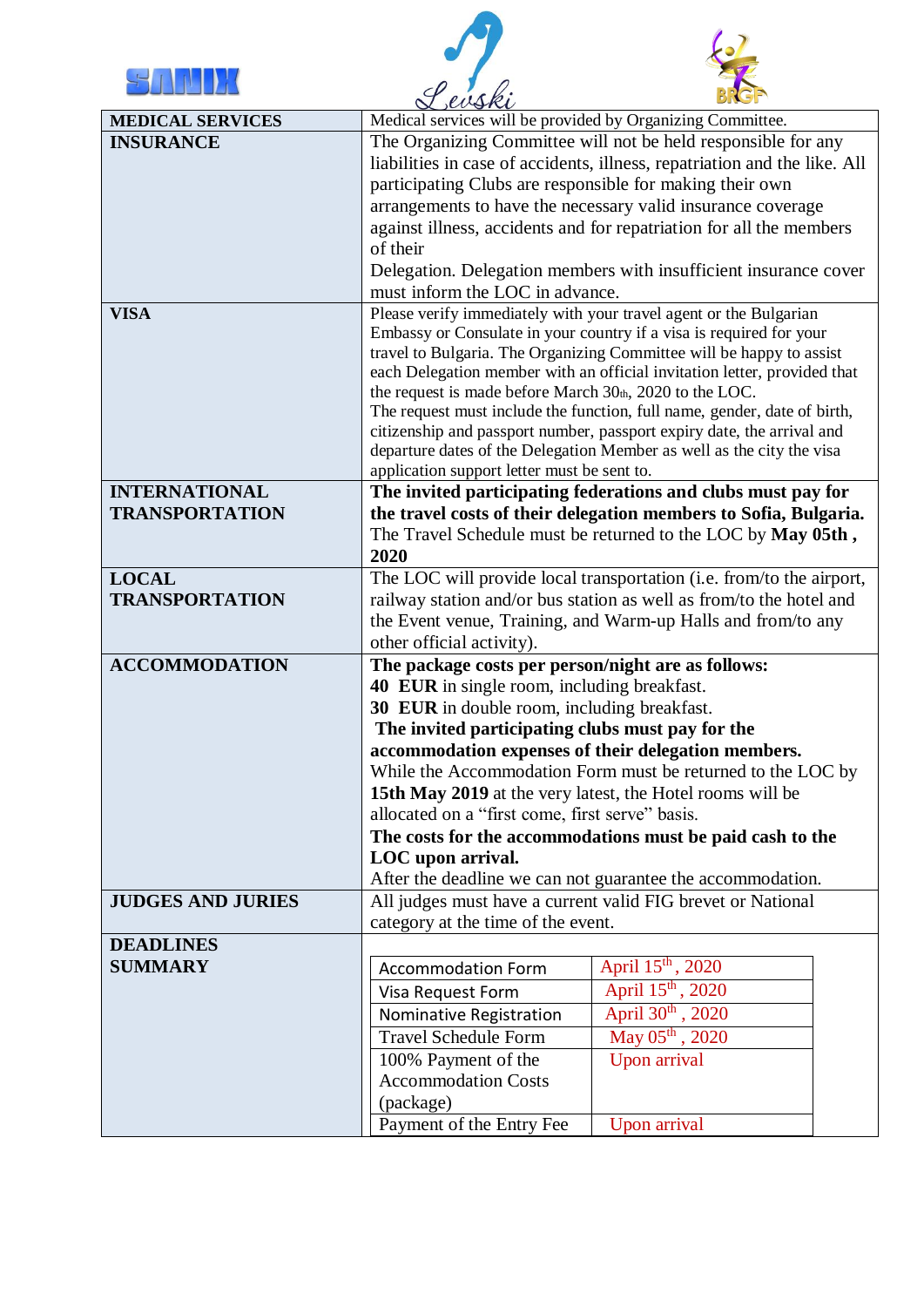| | |
|---|---|
| **MEDICAL SERVICES** | Medical services will be provided by Organizing Committee. |
| **INSURANCE** | The Organizing Committee will not be held responsible for any liabilities in case of accidents, illness, repatriation and the like. All participating Clubs are responsible for making their own arrangements to have the necessary valid insurance coverage against illness, accidents and for repatriation for all the members of their Delegation. Delegation members with insufficient insurance cover must inform the LOC in advance. |
| **VISA** | Please verify immediately with your travel agent or the Bulgarian Embassy or Consulate in your country if a visa is required for your travel to Bulgaria. The Organizing Committee will be happy to assist each Delegation member with an official invitation letter, provided that the request is made before March 30th, 2020 to the LOC. The request must include the function, full name, gender, date of birth, citizenship and passport number, passport expiry date, the arrival and departure dates of the Delegation Member as well as the city the visa application support letter must be sent to. |
| **INTERNATIONAL TRANSPORTATION** | **The invited participating federations and clubs must pay for the travel costs of their delegation members to Sofia, Bulgaria.** The Travel Schedule must be returned to the LOC by **May 05th , 2020** |
| **LOCAL TRANSPORTATION** | The LOC will provide local transportation (i.e. from/to the airport, railway station and/or bus station as well as from/to the hotel and the Event venue, Training, and Warm-up Halls and from/to any other official activity). |
| **ACCOMMODATION** | **The package costs per person/night are as follows:**<br>**40 EUR** in single room, including breakfast.<br>**30 EUR** in double room, including breakfast.<br>**The invited participating clubs must pay for the accommodation expenses of their delegation members.**<br>While the Accommodation Form must be returned to the LOC by **15th May 2019** at the very latest, the Hotel rooms will be allocated on a "first come, first serve" basis.<br>**The costs for the accommodations must be paid cash to the LOC upon arrival.**<br>After the deadline we can not guarantee the accommodation. |
| **JUDGES AND JURIES** | All judges must have a current valid FIG brevet or National category at the time of the event. |
| **DEADLINES SUMMARY** | |

| Form | Deadline |
|---|---|
| Accommodation Form | April 15th , 2020 |
| Visa Request Form | April 15th , 2020 |
| Nominative Registration | April 30th , 2020 |
| Travel Schedule Form | May 05th , 2020 |
| 100% Payment of the Accommodation Costs (package) | Upon arrival |
| Payment of the Entry Fee | Upon arrival |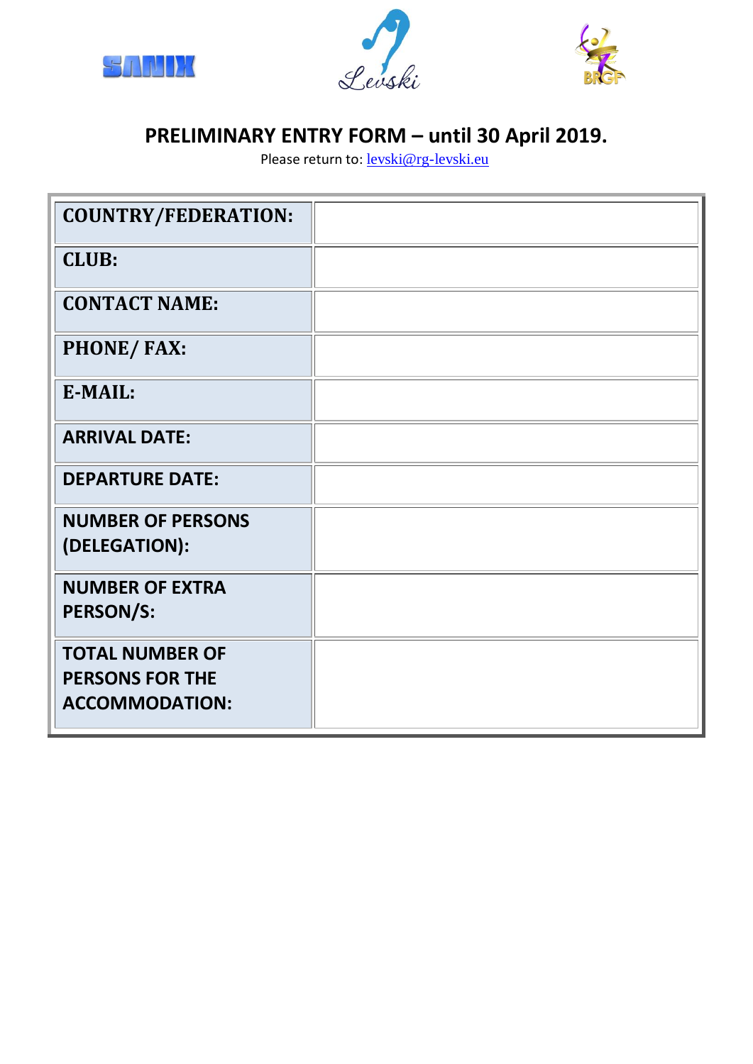# PRELIMINARY ENTRY FORM – until 30 April 2019.

Please return to: levski@rg-levski.eu

| | |
|---|---|
| **COUNTRY/FEDERATION:** | |
| **CLUB:** | |
| **CONTACT NAME:** | |
| **PHONE/ FAX:** | |
| **E-MAIL:** | |
| **ARRIVAL DATE:** | |
| **DEPARTURE DATE:** | |
| **NUMBER OF PERSONS (DELEGATION):** | |
| **NUMBER OF EXTRA PERSON/S:** | |
| **TOTAL NUMBER OF PERSONS FOR THE ACCOMMODATION:** | |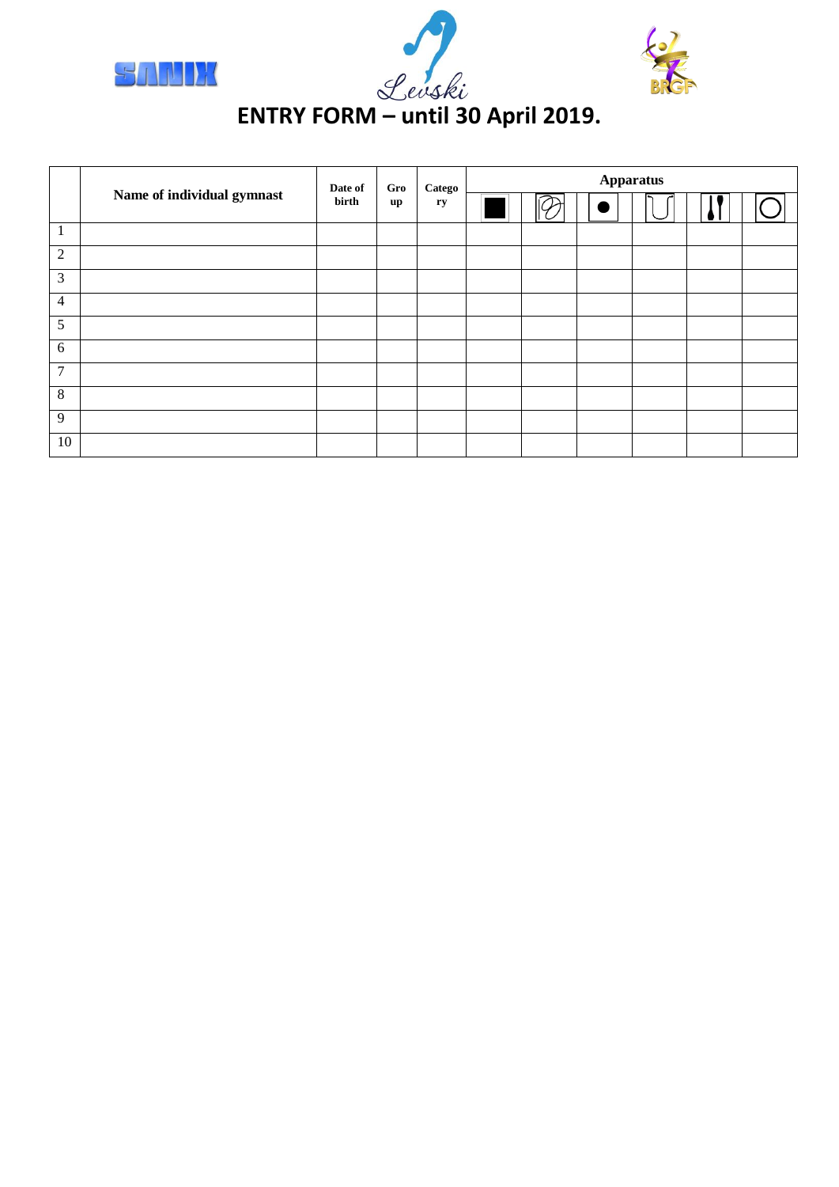# ENTRY FORM – until 30 April 2019.

| | Name of individual gymnast | Date of birth | Group | Category | Apparatus | | | | | |
|---|---|---|---|---|---|---|---|---|---|---|
| | | | | | | | | | | |
| 1 | | | | | | | | | | |
| 2 | | | | | | | | | | |
| 3 | | | | | | | | | | |
| 4 | | | | | | | | | | |
| 5 | | | | | | | | | | |
| 6 | | | | | | | | | | |
| 7 | | | | | | | | | | |
| 8 | | | | | | | | | | |
| 9 | | | | | | | | | | |
| 10 | | | | | | | | | | |